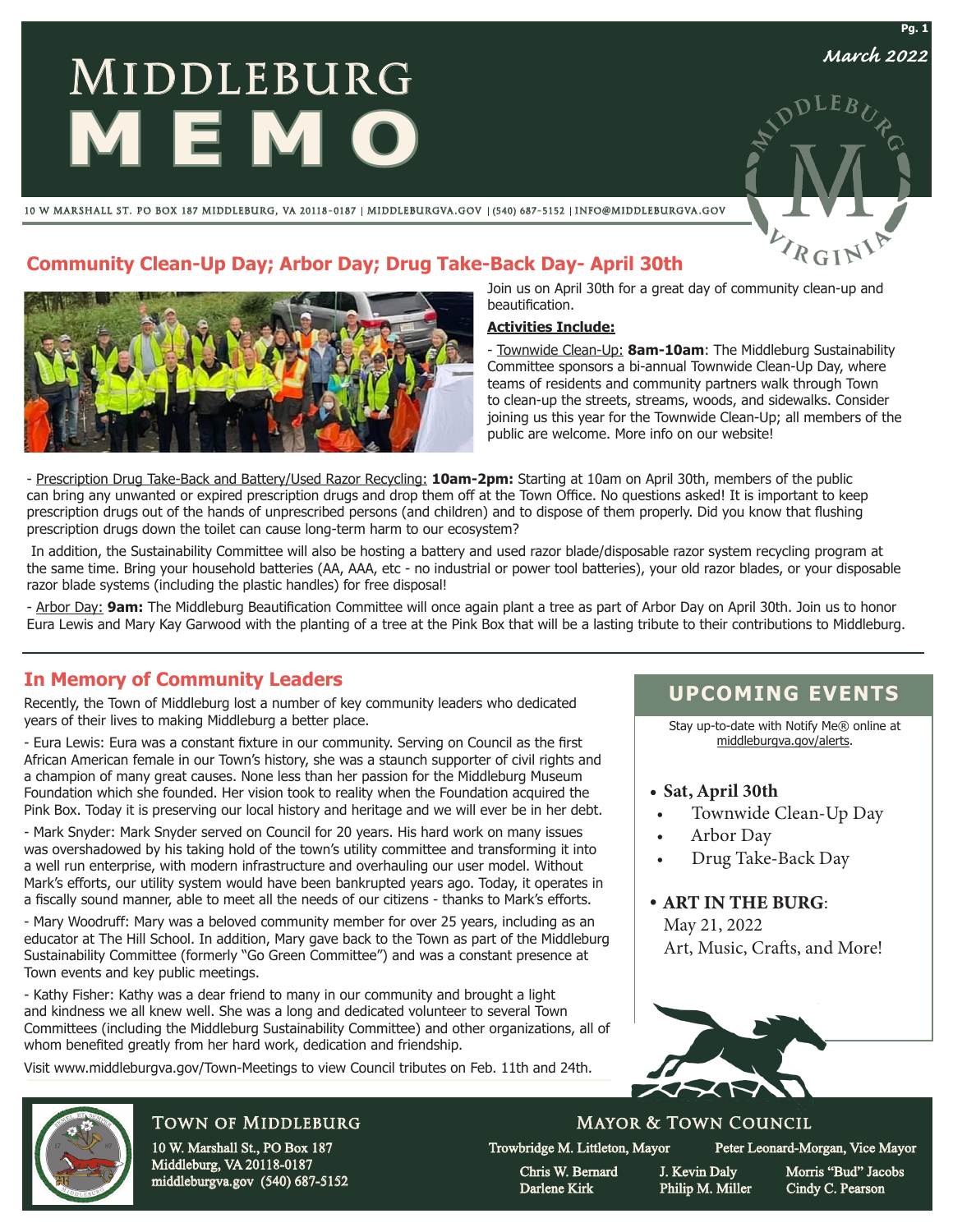# Middleburg MEMO

March 2022

10 W Marshall St. PO Box 187 Middleburg, VA 20118-0187 | middleburgva.gov | (540) 687-5152 | info@middleburgva.gov

## Community Clean-Up Day; Arbor Day; Drug Take-Back Day- April 30th

Join us on April 30th for a great day of community clean-up and beautification.

**Activities Include:**

- Townwide Clean-Up: **8am-10am**: The Middleburg Sustainability Committee sponsors a bi-annual Townwide Clean-Up Day, where teams of residents and community partners walk through Town to clean-up the streets, streams, woods, and sidewalks. Consider joining us this year for the Townwide Clean-Up; all members of the public are welcome. More info on our website!

- Prescription Drug Take-Back and Battery/Used Razor Recycling: **10am-2pm:** Starting at 10am on April 30th, members of the public can bring any unwanted or expired prescription drugs and drop them off at the Town Office. No questions asked! It is important to keep prescription drugs out of the hands of unprescribed persons (and children) and to dispose of them properly. Did you know that flushing prescription drugs down the toilet can cause long-term harm to our ecosystem?

In addition, the Sustainability Committee will also be hosting a battery and used razor blade/disposable razor system recycling program at the same time. Bring your household batteries (AA, AAA, etc - no industrial or power tool batteries), your old razor blades, or your disposable razor blade systems (including the plastic handles) for free disposal!

- Arbor Day: **9am:** The Middleburg Beautification Committee will once again plant a tree as part of Arbor Day on April 30th. Join us to honor Eura Lewis and Mary Kay Garwood with the planting of a tree at the Pink Box that will be a lasting tribute to their contributions to Middleburg.

## In Memory of Community Leaders

Recently, the Town of Middleburg lost a number of key community leaders who dedicated years of their lives to making Middleburg a better place.

- Eura Lewis: Eura was a constant fixture in our community. Serving on Council as the first African American female in our Town's history, she was a staunch supporter of civil rights and a champion of many great causes. None less than her passion for the Middleburg Museum Foundation which she founded. Her vision took to reality when the Foundation acquired the Pink Box. Today it is preserving our local history and heritage and we will ever be in her debt.

- Mark Snyder: Mark Snyder served on Council for 20 years. His hard work on many issues was overshadowed by his taking hold of the town's utility committee and transforming it into a well run enterprise, with modern infrastructure and overhauling our user model. Without Mark's efforts, our utility system would have been bankrupted years ago. Today, it operates in a fiscally sound manner, able to meet all the needs of our citizens - thanks to Mark's efforts.

- Mary Woodruff: Mary was a beloved community member for over 25 years, including as an educator at The Hill School. In addition, Mary gave back to the Town as part of the Middleburg Sustainability Committee (formerly "Go Green Committee") and was a constant presence at Town events and key public meetings.

- Kathy Fisher: Kathy was a dear friend to many in our community and brought a light and kindness we all knew well. She was a long and dedicated volunteer to several Town Committees (including the Middleburg Sustainability Committee) and other organizations, all of whom benefited greatly from her hard work, dedication and friendship.

Visit www.middleburgva.gov/Town-Meetings to view Council tributes on Feb. 11th and 24th.

## UPCOMING EVENTS

Stay up-to-date with Notify Me® online at middleburgva.gov/alerts.

- **Sat, April 30th**
  - Townwide Clean-Up Day
  - Arbor Day
  - Drug Take-Back Day
- **ART IN THE BURG**: May 21, 2022 Art, Music, Crafts, and More!

**Town of Middleburg**
10 W. Marshall St., PO Box 187
Middleburg, VA 20118-0187
middleburgva.gov (540) 687-5152

**Mayor & Town Council**
Trowbridge M. Littleton, Mayor
Peter Leonard-Morgan, Vice Mayor
Chris W. Bernard
J. Kevin Daly
Morris "Bud" Jacobs
Darlene Kirk
Philip M. Miller
Cindy C. Pearson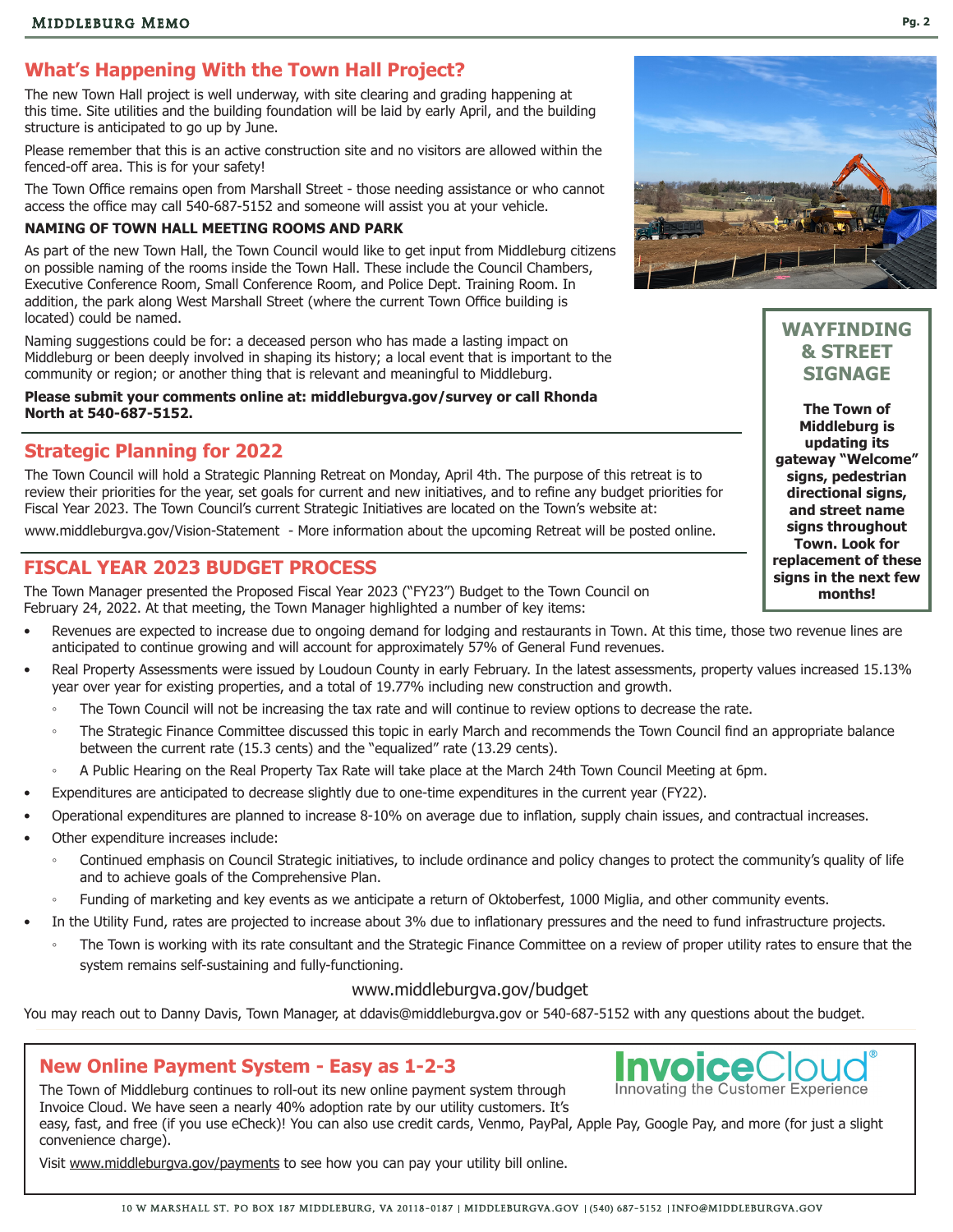## What's Happening With the Town Hall Project?

The new Town Hall project is well underway, with site clearing and grading happening at this time. Site utilities and the building foundation will be laid by early April, and the building structure is anticipated to go up by June.

Please remember that this is an active construction site and no visitors are allowed within the fenced-off area. This is for your safety!

The Town Office remains open from Marshall Street - those needing assistance or who cannot access the office may call 540-687-5152 and someone will assist you at your vehicle.

**NAMING OF TOWN HALL MEETING ROOMS AND PARK**

As part of the new Town Hall, the Town Council would like to get input from Middleburg citizens on possible naming of the rooms inside the Town Hall. These include the Council Chambers, Executive Conference Room, Small Conference Room, and Police Dept. Training Room. In addition, the park along West Marshall Street (where the current Town Office building is located) could be named.

Naming suggestions could be for: a deceased person who has made a lasting impact on Middleburg or been deeply involved in shaping its history; a local event that is important to the community or region; or another thing that is relevant and meaningful to Middleburg.

**Please submit your comments online at: middleburgva.gov/survey or call Rhonda North at 540-687-5152.**

### WAYFINDING & STREET SIGNAGE

**The Town of Middleburg is updating its gateway "Welcome" signs, pedestrian directional signs, and street name signs throughout Town. Look for replacement of these signs in the next few months!**

## Strategic Planning for 2022

The Town Council will hold a Strategic Planning Retreat on Monday, April 4th. The purpose of this retreat is to review their priorities for the year, set goals for current and new initiatives, and to refine any budget priorities for Fiscal Year 2023. The Town Council's current Strategic Initiatives are located on the Town's website at:

www.middleburgva.gov/Vision-Statement - More information about the upcoming Retreat will be posted online.

## FISCAL YEAR 2023 BUDGET PROCESS

The Town Manager presented the Proposed Fiscal Year 2023 ("FY23") Budget to the Town Council on February 24, 2022. At that meeting, the Town Manager highlighted a number of key items:

- Revenues are expected to increase due to ongoing demand for lodging and restaurants in Town. At this time, those two revenue lines are anticipated to continue growing and will account for approximately 57% of General Fund revenues.
- Real Property Assessments were issued by Loudoun County in early February. In the latest assessments, property values increased 15.13% year over year for existing properties, and a total of 19.77% including new construction and growth.
  - The Town Council will not be increasing the tax rate and will continue to review options to decrease the rate.
  - The Strategic Finance Committee discussed this topic in early March and recommends the Town Council find an appropriate balance between the current rate (15.3 cents) and the "equalized" rate (13.29 cents).
  - A Public Hearing on the Real Property Tax Rate will take place at the March 24th Town Council Meeting at 6pm.
- Expenditures are anticipated to decrease slightly due to one-time expenditures in the current year (FY22).
- Operational expenditures are planned to increase 8-10% on average due to inflation, supply chain issues, and contractual increases.
- Other expenditure increases include:
  - Continued emphasis on Council Strategic initiatives, to include ordinance and policy changes to protect the community's quality of life and to achieve goals of the Comprehensive Plan.
  - Funding of marketing and key events as we anticipate a return of Oktoberfest, 1000 Miglia, and other community events.
- In the Utility Fund, rates are projected to increase about 3% due to inflationary pressures and the need to fund infrastructure projects.
  - The Town is working with its rate consultant and the Strategic Finance Committee on a review of proper utility rates to ensure that the system remains self-sustaining and fully-functioning.

www.middleburgva.gov/budget

You may reach out to Danny Davis, Town Manager, at ddavis@middleburgva.gov or 540-687-5152 with any questions about the budget.

## New Online Payment System - Easy as 1-2-3

InvoiceCloud® Innovating the Customer Experience

The Town of Middleburg continues to roll-out its new online payment system through Invoice Cloud. We have seen a nearly 40% adoption rate by our utility customers. It's easy, fast, and free (if you use eCheck)! You can also use credit cards, Venmo, PayPal, Apple Pay, Google Pay, and more (for just a slight convenience charge).

Visit www.middleburgva.gov/payments to see how you can pay your utility bill online.